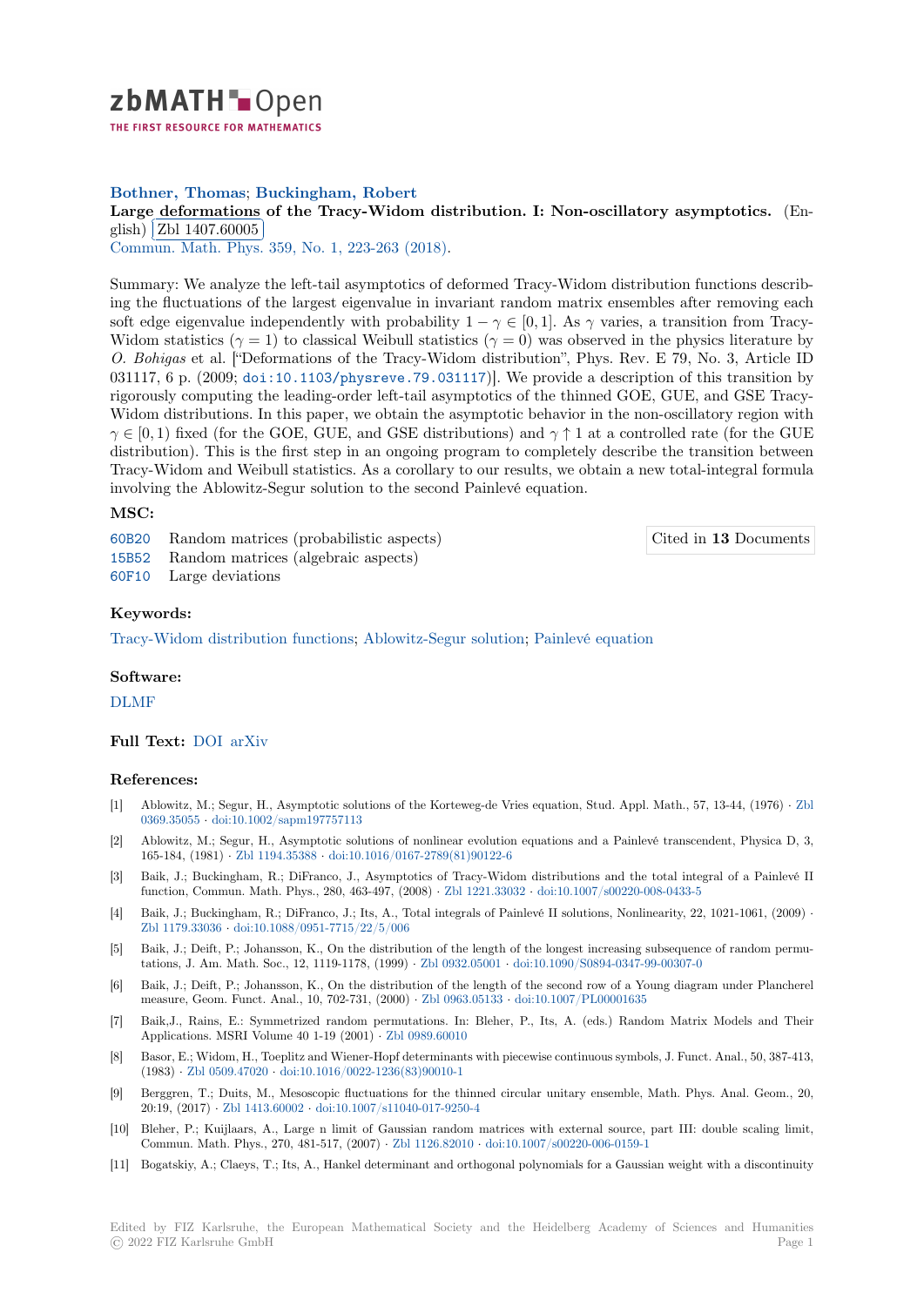zbMATH Open

THE FIRST RESOURCE FOR MATHEMATICS

**Bothner, Thomas; Buckingham, Robert**

**Large deformations of the Tracy-Widom distribution. I: Non-oscillatory asymptotics.** (English) Zbl 1407.60005

Commun. Math. Phys. 359, No. 1, 223-263 (2018).

Summary: We analyze the left-tail asymptotics of deformed Tracy-Widom distribution functions describing the fluctuations of the largest eigenvalue in invariant random matrix ensembles after removing each soft edge eigenvalue independently with probability $1-\gamma \in [0,1]$. As $\gamma$ varies, a transition from Tracy-Widom statistics ($\gamma = 1$) to classical Weibull statistics ($\gamma = 0$) was observed in the physics literature by *O. Bohigas* et al. ["Deformations of the Tracy-Widom distribution", Phys. Rev. E 79, No. 3, Article ID 031117, 6 p. (2009; doi:10.1103/physreve.79.031117)]. We provide a description of this transition by rigorously computing the leading-order left-tail asymptotics of the thinned GOE, GUE, and GSE Tracy-Widom distributions. In this paper, we obtain the asymptotic behavior in the non-oscillatory region with $\gamma \in [0,1)$ fixed (for the GOE, GUE, and GSE distributions) and $\gamma \uparrow 1$ at a controlled rate (for the GUE distribution). This is the first step in an ongoing program to completely describe the transition between Tracy-Widom and Weibull statistics. As a corollary to our results, we obtain a new total-integral formula involving the Ablowitz-Segur solution to the second Painlevé equation.

### MSC:

60B20 Random matrices (probabilistic aspects)

15B52 Random matrices (algebraic aspects)

60F10 Large deviations

Cited in **13** Documents

### Keywords:

Tracy-Widom distribution functions; Ablowitz-Segur solution; Painlevé equation

### Software:

DLMF

**Full Text:** DOI arXiv

### References:

[1] Ablowitz, M.; Segur, H., Asymptotic solutions of the Korteweg-de Vries equation, Stud. Appl. Math., 57, 13-44, (1976) · Zbl 0369.35055 · doi:10.1002/sapm197757113

[2] Ablowitz, M.; Segur, H., Asymptotic solutions of nonlinear evolution equations and a Painlevé transcendent, Physica D, 3, 165-184, (1981) · Zbl 1194.35388 · doi:10.1016/0167-2789(81)90122-6

[3] Baik, J.; Buckingham, R.; DiFranco, J., Asymptotics of Tracy-Widom distributions and the total integral of a Painlevé II function, Commun. Math. Phys., 280, 463-497, (2008) · Zbl 1221.33032 · doi:10.1007/s00220-008-0433-5

[4] Baik, J.; Buckingham, R.; DiFranco, J.; Its, A., Total integrals of Painlevé II solutions, Nonlinearity, 22, 1021-1061, (2009) · Zbl 1179.33036 · doi:10.1088/0951-7715/22/5/006

[5] Baik, J.; Deift, P.; Johansson, K., On the distribution of the length of the longest increasing subsequence of random permutations, J. Am. Math. Soc., 12, 1119-1178, (1999) · Zbl 0932.05001 · doi:10.1090/S0894-0347-99-00307-0

[6] Baik, J.; Deift, P.; Johansson, K., On the distribution of the length of the second row of a Young diagram under Plancherel measure, Geom. Funct. Anal., 10, 702-731, (2000) · Zbl 0963.05133 · doi:10.1007/PL00001635

[7] Baik,J., Rains, E.: Symmetrized random permutations. In: Bleher, P., Its, A. (eds.) Random Matrix Models and Their Applications. MSRI Volume 40 1-19 (2001) · Zbl 0989.60010

[8] Basor, E.; Widom, H., Toeplitz and Wiener-Hopf determinants with piecewise continuous symbols, J. Funct. Anal., 50, 387-413, (1983) · Zbl 0509.47020 · doi:10.1016/0022-1236(83)90010-1

[9] Berggren, T.; Duits, M., Mesoscopic fluctuations for the thinned circular unitary ensemble, Math. Phys. Anal. Geom., 20, 20:19, (2017) · Zbl 1413.60002 · doi:10.1007/s11040-017-9250-4

[10] Bleher, P.; Kuijlaars, A., Large n limit of Gaussian random matrices with external source, part III: double scaling limit, Commun. Math. Phys., 270, 481-517, (2007) · Zbl 1126.82010 · doi:10.1007/s00220-006-0159-1

[11] Bogatskiy, A.; Claeys, T.; Its, A., Hankel determinant and orthogonal polynomials for a Gaussian weight with a discontinuity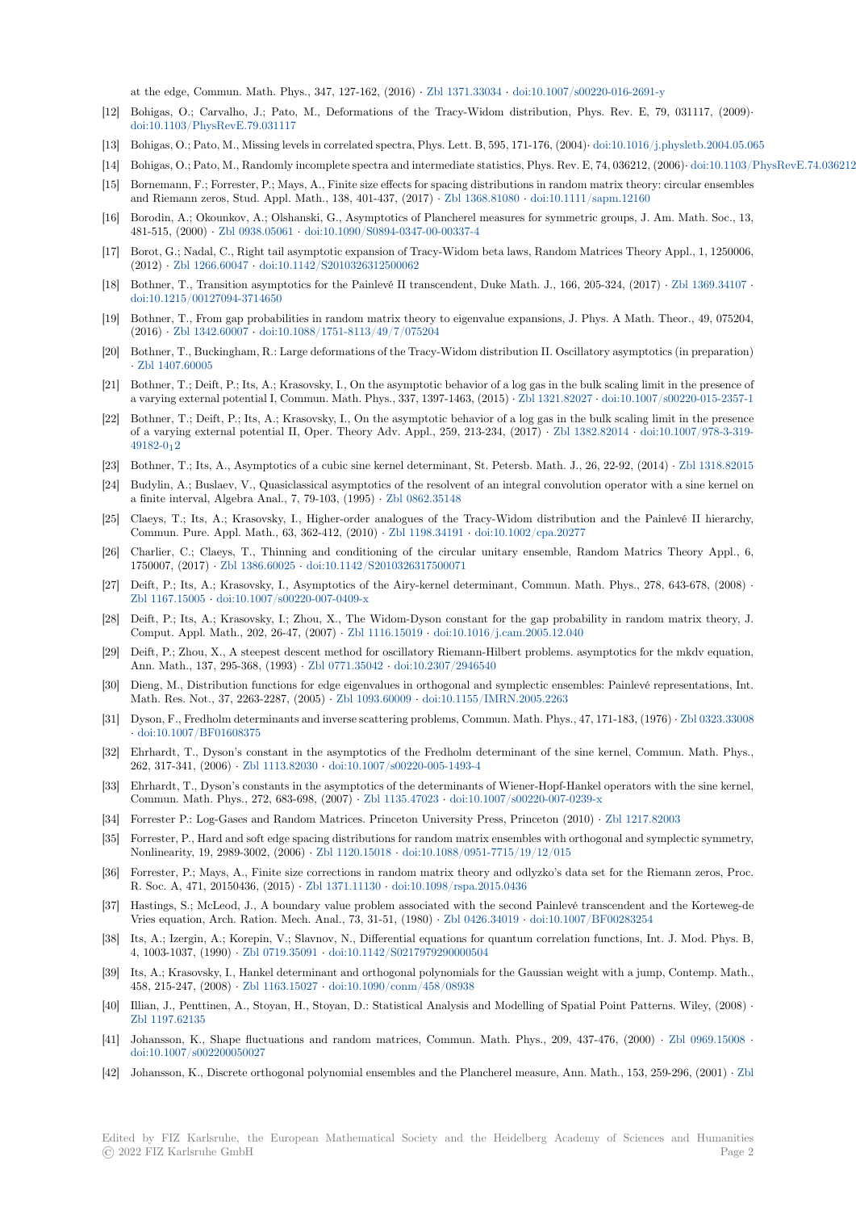at the edge, Commun. Math. Phys., 347, 127-162, (2016) · Zbl 1371.33034 · doi:10.1007/s00220-016-2691-y

[12] Bohigas, O.; Carvalho, J.; Pato, M., Deformations of the Tracy-Widom distribution, Phys. Rev. E, 79, 031117, (2009)· doi:10.1103/PhysRevE.79.031117

[13] Bohigas, O.; Pato, M., Missing levels in correlated spectra, Phys. Lett. B, 595, 171-176, (2004)· doi:10.1016/j.physletb.2004.05.065

[14] Bohigas, O.; Pato, M., Randomly incomplete spectra and intermediate statistics, Phys. Rev. E, 74, 036212, (2006)· doi:10.1103/PhysRevE.74.036212

[15] Bornemann, F.; Forrester, P.; Mays, A., Finite size effects for spacing distributions in random matrix theory: circular ensembles and Riemann zeros, Stud. Appl. Math., 138, 401-437, (2017) · Zbl 1368.81080 · doi:10.1111/sapm.12160

[16] Borodin, A.; Okounkov, A.; Olshanski, G., Asymptotics of Plancherel measures for symmetric groups, J. Am. Math. Soc., 13, 481-515, (2000) · Zbl 0938.05061 · doi:10.1090/S0894-0347-00-00337-4

[17] Borot, G.; Nadal, C., Right tail asymptotic expansion of Tracy-Widom beta laws, Random Matrices Theory Appl., 1, 1250006, (2012) · Zbl 1266.60047 · doi:10.1142/S2010326312500062

[18] Bothner, T., Transition asymptotics for the Painlevé II transcendent, Duke Math. J., 166, 205-324, (2017) · Zbl 1369.34107 · doi:10.1215/00127094-3714650

[19] Bothner, T., From gap probabilities in random matrix theory to eigenvalue expansions, J. Phys. A Math. Theor., 49, 075204, (2016) · Zbl 1342.60007 · doi:10.1088/1751-8113/49/7/075204

[20] Bothner, T., Buckingham, R.: Large deformations of the Tracy-Widom distribution II. Oscillatory asymptotics (in preparation) · Zbl 1407.60005

[21] Bothner, T.; Deift, P.; Its, A.; Krasovsky, I., On the asymptotic behavior of a log gas in the bulk scaling limit in the presence of a varying external potential I, Commun. Math. Phys., 337, 1397-1463, (2015) · Zbl 1321.82027 · doi:10.1007/s00220-015-2357-1

[22] Bothner, T.; Deift, P.; Its, A.; Krasovsky, I., On the asymptotic behavior of a log gas in the bulk scaling limit in the presence of a varying external potential II, Oper. Theory Adv. Appl., 259, 213-234, (2017) · Zbl 1382.82014 · doi:10.1007/978-3-319-49182-0_12

[23] Bothner, T.; Its, A., Asymptotics of a cubic sine kernel determinant, St. Petersb. Math. J., 26, 22-92, (2014) · Zbl 1318.82015

[24] Budylin, A.; Buslaev, V., Quasiclassical asymptotics of the resolvent of an integral convolution operator with a sine kernel on a finite interval, Algebra Anal., 7, 79-103, (1995) · Zbl 0862.35148

[25] Claeys, T.; Its, A.; Krasovsky, I., Higher-order analogues of the Tracy-Widom distribution and the Painlevé II hierarchy, Commun. Pure. Appl. Math., 63, 362-412, (2010) · Zbl 1198.34191 · doi:10.1002/cpa.20277

[26] Charlier, C.; Claeys, T., Thinning and conditioning of the circular unitary ensemble, Random Matrics Theory Appl., 6, 1750007, (2017) · Zbl 1386.60025 · doi:10.1142/S2010326317500071

[27] Deift, P.; Its, A.; Krasovsky, I., Asymptotics of the Airy-kernel determinant, Commun. Math. Phys., 278, 643-678, (2008) · Zbl 1167.15005 · doi:10.1007/s00220-007-0409-x

[28] Deift, P.; Its, A.; Krasovsky, I.; Zhou, X., The Widom-Dyson constant for the gap probability in random matrix theory, J. Comput. Appl. Math., 202, 26-47, (2007) · Zbl 1116.15019 · doi:10.1016/j.cam.2005.12.040

[29] Deift, P.; Zhou, X., A steepest descent method for oscillatory Riemann-Hilbert problems. asymptotics for the mkdv equation, Ann. Math., 137, 295-368, (1993) · Zbl 0771.35042 · doi:10.2307/2946540

[30] Dieng, M., Distribution functions for edge eigenvalues in orthogonal and symplectic ensembles: Painlevé representations, Int. Math. Res. Not., 37, 2263-2287, (2005) · Zbl 1093.60009 · doi:10.1155/IMRN.2005.2263

[31] Dyson, F., Fredholm determinants and inverse scattering problems, Commun. Math. Phys., 47, 171-183, (1976) · Zbl 0323.33008 · doi:10.1007/BF01608375

[32] Ehrhardt, T., Dyson's constant in the asymptotics of the Fredholm determinant of the sine kernel, Commun. Math. Phys., 262, 317-341, (2006) · Zbl 1113.82030 · doi:10.1007/s00220-005-1493-4

[33] Ehrhardt, T., Dyson's constants in the asymptotics of the determinants of Wiener-Hopf-Hankel operators with the sine kernel, Commun. Math. Phys., 272, 683-698, (2007) · Zbl 1135.47023 · doi:10.1007/s00220-007-0239-x

[34] Forrester P.: Log-Gases and Random Matrices. Princeton University Press, Princeton (2010) · Zbl 1217.82003

[35] Forrester, P., Hard and soft edge spacing distributions for random matrix ensembles with orthogonal and symplectic symmetry, Nonlinearity, 19, 2989-3002, (2006) · Zbl 1120.15018 · doi:10.1088/0951-7715/19/12/015

[36] Forrester, P.; Mays, A., Finite size corrections in random matrix theory and odlyzko's data set for the Riemann zeros, Proc. R. Soc. A, 471, 20150436, (2015) · Zbl 1371.11130 · doi:10.1098/rspa.2015.0436

[37] Hastings, S.; McLeod, J., A boundary value problem associated with the second Painlevé transcendent and the Korteweg-de Vries equation, Arch. Ration. Mech. Anal., 73, 31-51, (1980) · Zbl 0426.34019 · doi:10.1007/BF00283254

[38] Its, A.; Izergin, A.; Korepin, V.; Slavnov, N., Differential equations for quantum correlation functions, Int. J. Mod. Phys. B, 4, 1003-1037, (1990) · Zbl 0719.35091 · doi:10.1142/S0217979290000504

[39] Its, A.; Krasovsky, I., Hankel determinant and orthogonal polynomials for the Gaussian weight with a jump, Contemp. Math., 458, 215-247, (2008) · Zbl 1163.15027 · doi:10.1090/conm/458/08938

[40] Illian, J., Penttinen, A., Stoyan, H., Stoyan, D.: Statistical Analysis and Modelling of Spatial Point Patterns. Wiley, (2008) · Zbl 1197.62135

[41] Johansson, K., Shape fluctuations and random matrices, Commun. Math. Phys., 209, 437-476, (2000) · Zbl 0969.15008 · doi:10.1007/s002200050027

[42] Johansson, K., Discrete orthogonal polynomial ensembles and the Plancherel measure, Ann. Math., 153, 259-296, (2001) · Zbl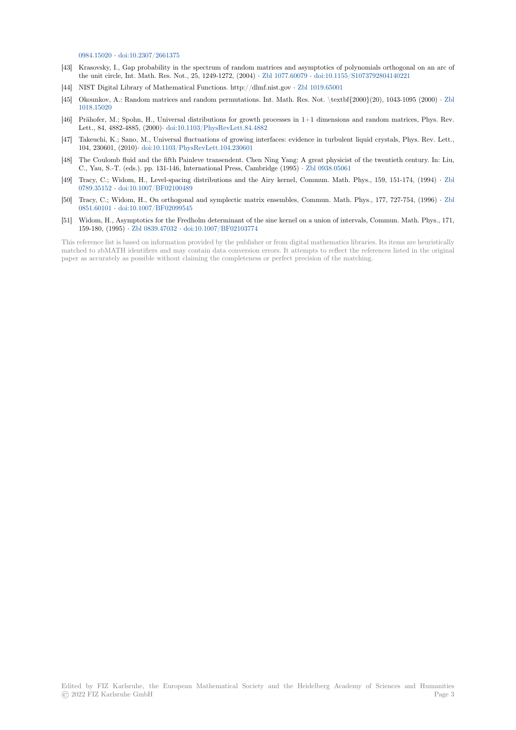0984.15020 · doi:10.2307/2661375

[43] Krasovsky, I., Gap probability in the spectrum of random matrices and asymptotics of polynomials orthogonal on an arc of the unit circle, Int. Math. Res. Not., 25, 1249-1272, (2004) · Zbl 1077.60079 · doi:10.1155/S1073792804140221

[44] NIST Digital Library of Mathematical Functions. http://dlmf.nist.gov · Zbl 1019.65001

[45] Okounkov, A.: Random matrices and random permutations. Int. Math. Res. Not. \textbf{2000}(20), 1043-1095 (2000) · Zbl 1018.15020

[46] Prähofer, M.; Spohn, H., Universal distributions for growth processes in 1+1 dimensions and random matrices, Phys. Rev. Lett., 84, 4882-4885, (2000)· doi:10.1103/PhysRevLett.84.4882

[47] Takeuchi, K.; Sano, M., Universal fluctuations of growing interfaces: evidence in turbulent liquid crystals, Phys. Rev. Lett., 104, 230601, (2010)· doi:10.1103/PhysRevLett.104.230601

[48] The Coulomb fluid and the fifth Painleve transendent. Chen Ning Yang: A great physicist of the twentieth century. In: Liu, C., Yau, S.-T. (eds.). pp. 131-146, International Press, Cambridge (1995) · Zbl 0938.05061

[49] Tracy, C.; Widom, H., Level-spacing distributions and the Airy kernel, Commun. Math. Phys., 159, 151-174, (1994) · Zbl 0789.35152 · doi:10.1007/BF02100489

[50] Tracy, C.; Widom, H., On orthogonal and symplectic matrix ensembles, Commun. Math. Phys., 177, 727-754, (1996) · Zbl 0851.60101 · doi:10.1007/BF02099545

[51] Widom, H., Asymptotics for the Fredholm determinant of the sine kernel on a union of intervals, Commun. Math. Phys., 171, 159-180, (1995) · Zbl 0839.47032 · doi:10.1007/BF02103774

This reference list is based on information provided by the publisher or from digital mathematics libraries. Its items are heuristically matched to zbMATH identifiers and may contain data conversion errors. It attempts to reflect the references listed in the original paper as accurately as possible without claiming the completeness or perfect precision of the matching.